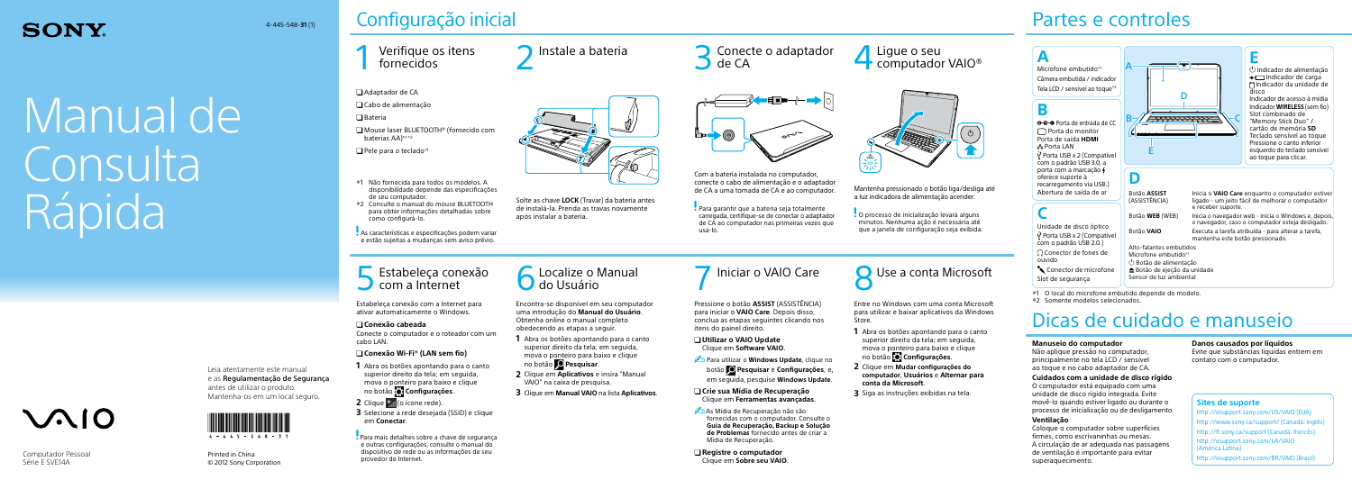SONY

4-445-548-**31** (1)

# Manual de Consulta Rápida

Leia atentamente este manual e as **Regulamentação de Segurança** antes de utilizar o produto. Mantenha-os em um local seguro.

VAIO

Computador Pessoal
Série E SVE14A

4-445-548-31

Printed in China
© 2012 Sony Corporation

# Configuração inicial

## 1 Verifique os itens fornecidos

- ❑ Adaptador de CA
- ❑ Cabo de alimentação
- ❑ Bateria
- ❑ Mouse laser BLUETOOTH® (fornecido com baterias AA)*1 *2
- ❑ Pele para o teclado*1

*1 Não fornecida para todos os modelos. A disponibilidade depende das especificações de seu computador.
*2 Consulte o manual do mouse BLUETOOTH para obter informações detalhadas sobre como configurá-lo.

! As características e especificações podem variar e estão sujeitas a mudanças sem aviso prévio.

## 2 Instale a bateria

Solte as chave **LOCK** (Travar) da bateria antes de instalá-la. Prenda as travas novamente após instalar a bateria.

## 3 Conecte o adaptador de CA

Com a bateria instalada no computador, conecte o cabo de alimentação e o adaptador de CA a uma tomada de CA e ao computador.

! Para garantir que a bateria seja totalmente carregada, certifique-se de conectar o adaptador de CA ao computador nas primeiras vezes que usá-lo.

## 4 Ligue o seu computador VAIO®

Mantenha pressionado o botão liga/desliga até a luz indicadora de alimentação acender.

! O processo de inicialização levará alguns minutos. Nenhuma ação é necessária até que a janela de configuração seja exibida.

## 5 Estabeleça conexão com a Internet

Estabeleça conexão com a Internet para ativar automaticamente o Windows.

❑ **Conexão cabeada**

Conecte o computador e o roteador com um cabo LAN.

❑ **Conexão Wi-Fi® (LAN sem fio)**

1. Abra os botões apontando para o canto superior direito da tela; em seguida, mova o ponteiro para baixo e clique no botão **Configurações**.
2. Clique (o ícone rede).
3. Selecione a rede desejada (SSID) e clique em **Conectar**.

! Para mais detalhes sobre a chave de segurança e outras configurações, consulte o manual do dispositivo de rede ou as informações de seu provedor de Internet.

## 6 Localize o Manual do Usuário

Encontra-se disponível em seu computador uma introdução do **Manual do Usuário**. Obtenha online o manual completo obedecendo as etapas a seguir.

1. Abra os botões apontando para o canto superior direito da tela; em seguida, mova o ponteiro para baixo e clique no botão **Pesquisar**.
2. Clique em **Aplicativos** e insira "Manual VAIO" na caixa de pesquisa.
3. Clique em **Manual VAIO** na lista **Aplicativos**.

## 7 Iniciar o VAIO Care

Pressione o botão **ASSIST** (ASSISTÊNCIA) para iniciar o **VAIO Care**. Depois disso, conclua as etapas seguintes clicando nos itens do painel direito.

❑ **Utilizar o VAIO Update**
Clique em **Software VAIO**.

Para utilizar o **Windows Update**, clique no botão **Pesquisar** e **Configurações**, e, em seguida, pesquise **Windows Update**.

❑ **Crie sua Mídia de Recuperação**
Clique em **Ferramentas avançadas**.

As Mídia de Recuperação não são fornecidas com o computador. Consulte o **Guia de Recuperação, Backup e Solução de Problemas** fornecido antes de criar a Mídia de Recuperação.

❑ **Registre o computador**
Clique em **Sobre seu VAIO**.

## 8 Use a conta Microsoft

Entre no Windows com uma conta Microsoft para utilizar e baixar aplicativos da Windows Store.

1. Abra os botões apontando para o canto superior direito da tela; em seguida, mova o ponteiro para baixo e clique no botão **Configurações**.
2. Clique em **Mudar configurações do computador**, **Usuários** e **Alternar para conta da Microsoft**.
3. Siga as instruções exibidas na tela.

# Partes e controles

**A**

Microfone embutido*1
Câmera embutida / indicador
Tela LCD / sensível ao toque*2

**B**

Porta de entrada de CC
Porta do monitor
Porta de saída **HDMI**
Porta LAN
Porta USB x 2 (Compatível com o padrão USB 3.0, a porta com a marcação oferece suporte à recarregamento via USB.)
Abertura de saída de ar

**C**

Unidade de disco óptico
Porta USB x 2 (Compatível com o padrão USB 2.0.)
Conector de fones de ouvido
Conector de microfone
Slot de segurança

**D**

| | |
|---|---|
| Botão **ASSIST** (ASSISTÊNCIA) | Inicia o **VAIO Care** enquanto o computador estiver ligado - um jeito fácil de melhorar o computador e receber suporte. |
| Botão **WEB** (WEB) | Inicia o navegador web - inicia o Windows e, depois, o navegador, caso o computador esteja desligado. |
| Botão **VAIO** | Executa a tarefa atribuída - para alterar a tarefa, mantenha este botão pressionado. |

Alto-falantes embutidos
Microfone embutido*1
Botão de alimentação
Botão de ejeção da unidade
Sensor de luz ambiental

**E**

Indicador de alimentação
Indicador de carga
Indicador da unidade de disco
Indicador de acesso à mídia
Indicador **WIRELESS** (sem fio)
Slot combinado de "Memory Stick Duo" / cartão de memória **SD**
Teclado sensível ao toque
Pressione o canto inferior esquerdo do teclado sensível ao toque para clicar.

*1 O local do microfone embutido depende do modelo.
*2 Somente modelos selecionados.

# Dicas de cuidado e manuseio

**Manuseio do computador**

Não aplique pressão no computador, principalmente no tela LCD / sensível ao toque e no cabo adaptador de CA.

**Cuidados com a unidade de disco rígido**

O computador está equipado com uma unidade de disco rígido integrada. Evite movê-lo quando estiver ligado ou durante o processo de inicialização ou de desligamento.

**Ventilação**

Coloque o computador sobre superfícies firmes, como escrivaninhas ou mesas. A circulação de ar adequada nas passagens de ventilação é importante para evitar superaquecimento.

**Danos causados por líquidos**

Evite que substâncias líquidas entrem em contato com o computador.

**Sites de suporte**

http://esupport.sony.com/US/VAIO (EUA)
http://www.sony.ca/support/ (Canadá: inglês)
http://fr.sony.ca/support (Canadá: francês)
http://esupport.sony.com/LA/VAIO (América Latina)
http://esupport.sony.com/BR/VAIO (Brasil)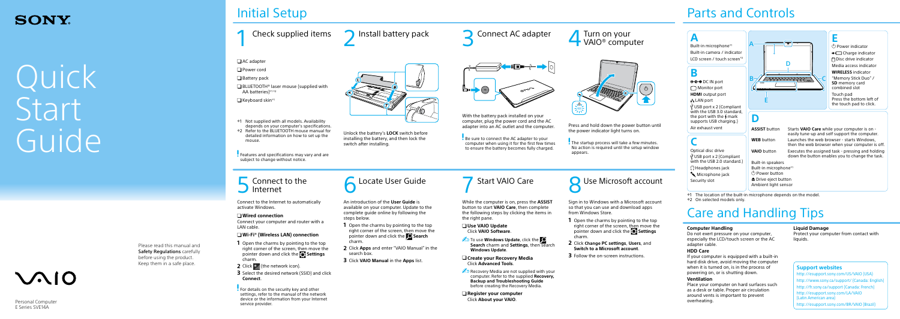# SONY

# Quick Start Guide

Please read this manual and **Safety Regulations** carefully before using the product. Keep them in a safe place.

VAIO

Personal Computer
E Series SVE14A

# Initial Setup

## 1 Check supplied items

- ❑ AC adapter
- ❑ Power cord
- ❑ Battery pack
- ❑ BLUETOOTH® laser mouse (supplied with AA batteries)[*1 *2]
- ❑ Keyboard skin[*1]

*1 Not supplied with all models. Availability depends on your computer's specifications.
*2 Refer to the BLUETOOTH mouse manual for detailed information on how to set up the mouse.

! Features and specifications may vary and are subject to change without notice.

## 2 Install battery pack

Unlock the battery's **LOCK** switch before installing the battery, and then lock the switch after installing.

## 3 Connect AC adapter

With the battery pack installed on your computer, plug the power cord and the AC adapter into an AC outlet and the computer.

! Be sure to connect the AC adapter to your computer when using it for the first few times to ensure the battery becomes fully charged.

## 4 Turn on your VAIO® computer

Press and hold down the power button until the power indicator light turns on.

! The startup process will take a few minutes. No action is required until the setup window appears.

## 5 Connect to the Internet

Connect to the Internet to automatically activate Windows.

❑ **Wired connection**
Connect your computer and router with a LAN cable.

❑ **Wi-Fi® (Wireless LAN) connection**

1. Open the charms by pointing to the top right corner of the screen, then move the pointer down and click the **Settings** charm.
2. Click (the network icon).
3. Select the desired network (SSID) and click **Connect**.

! For details on the security key and other settings, refer to the manual of the network device or the information from your Internet service provider.

## 6 Locate User Guide

An introduction of the **User Guide** is available on your computer. Update to the complete guide online by following the steps below.

1. Open the charms by pointing to the top right corner of the screen, then move the pointer down and click the **Search** charm.
2. Click **Apps** and enter "VAIO Manual" in the search box.
3. Click **VAIO Manual** in the **Apps** list.

## 7 Start VAIO Care

While the computer is on, press the **ASSIST** button to start **VAIO Care**, then complete the following steps by clicking the items in the right pane.

❑ **Use VAIO Update**
Click **VAIO Software**.

To use **Windows Update**, click the **Search** charm and **Settings**, then search **Windows Update**.

❑ **Create your Recovery Media**
Click **Advanced Tools**.

Recovery Media are not supplied with your computer. Refer to the supplied **Recovery, Backup and Troubleshooting Guide** before creating the Recovery Media.

❑ **Register your computer**
Click **About your VAIO**.

## 8 Use Microsoft account

Sign in to Windows with a Microsoft account so that you can use and download apps from Windows Store.

1. Open the charms by pointing to the top right corner of the screen, then move the pointer down and click the **Settings** charm.
2. Click **Change PC settings**, **Users**, and **Switch to a Microsoft account**.
3. Follow the on-screen instructions.

# Parts and Controls

**A**
Built-in microphone[*1]
Built-in camera / indicator
LCD screen / touch screen[*2]

**B**
DC IN port
Monitor port
**HDMI** output port
LAN port
USB port x 2 (Compliant with the USB 3.0 standard, the port with the mark supports USB charging.)
Air exhaust vent

**C**
Optical disc drive
USB port x 2 (Compliant with the USB 2.0 standard.)
Headphones jack
Microphone jack
Security slot

**D**
**ASSIST** button — Starts **VAIO Care** while your computer is on - easily tune-up and self support the computer.
**WEB** button — Launches the web browser - starts Windows, then the web browser when your computer is off.
**VAIO** button — Executes the assigned task - pressing and holding down the button enables you to change the task.
Built-in speakers
Built-in microphone[*1]
Power button
Drive eject button
Ambient light sensor

**E**
Power indicator
Charge indicator
Disc drive indicator
Media access indicator
**WIRELESS** indicator
"Memory Stick Duo" / **SD** memory card combined slot
Touch pad
Press the bottom left of the touch pad to click.

*1 The location of the built-in microphone depends on the model.
*2 On selected models only.

# Care and Handling Tips

**Computer Handling**
Do not exert pressure on your computer, especially the LCD/touch screen or the AC adapter cable.

**HDD Care**
If your computer is equipped with a built-in hard disk drive, avoid moving the computer when it is turned on, is in the process of powering on, or is shutting down.

**Ventilation**
Place your computer on hard surfaces such as a desk or table. Proper air circulation around vents is important to prevent overheating.

**Liquid Damage**
Protect your computer from contact with liquids.

**Support websites**
http://esupport.sony.com/US/VAIO (USA)
http://www.sony.ca/support/ (Canada: English)
http://fr.sony.ca/support (Canada: French)
http://esupport.sony.com/LA/VAIO (Latin American area)
http://esupport.sony.com/BR/VAIO (Brazil)